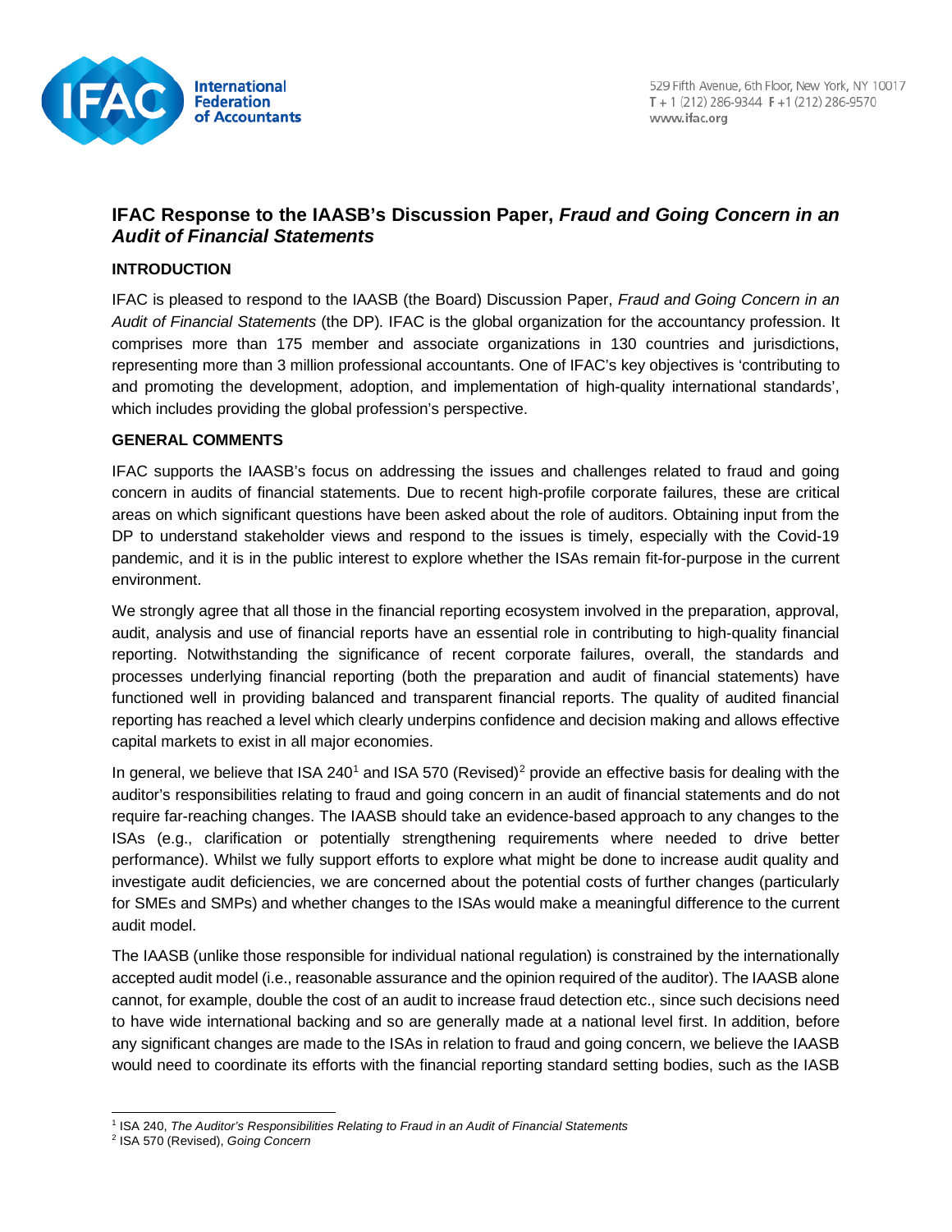# IFAC Response to the IAASB's Discussion Paper, *Fraud and Going Concern in an Audit of Financial Statements*

## INTRODUCTION

IFAC is pleased to respond to the IAASB (the Board) Discussion Paper, *Fraud and Going Concern in an Audit of Financial Statements* (the DP)*.* IFAC is the global organization for the accountancy profession. It comprises more than 175 member and associate organizations in 130 countries and jurisdictions, representing more than 3 million professional accountants. One of IFAC's key objectives is 'contributing to and promoting the development, adoption, and implementation of high-quality international standards', which includes providing the global profession's perspective.

## GENERAL COMMENTS

IFAC supports the IAASB's focus on addressing the issues and challenges related to fraud and going concern in audits of financial statements. Due to recent high-profile corporate failures, these are critical areas on which significant questions have been asked about the role of auditors. Obtaining input from the DP to understand stakeholder views and respond to the issues is timely, especially with the Covid-19 pandemic, and it is in the public interest to explore whether the ISAs remain fit-for-purpose in the current environment.

We strongly agree that all those in the financial reporting ecosystem involved in the preparation, approval, audit, analysis and use of financial reports have an essential role in contributing to high-quality financial reporting. Notwithstanding the significance of recent corporate failures, overall, the standards and processes underlying financial reporting (both the preparation and audit of financial statements) have functioned well in providing balanced and transparent financial reports. The quality of audited financial reporting has reached a level which clearly underpins confidence and decision making and allows effective capital markets to exist in all major economies.

In general, we believe that ISA 240[1] and ISA 570 (Revised)[2] provide an effective basis for dealing with the auditor's responsibilities relating to fraud and going concern in an audit of financial statements and do not require far-reaching changes. The IAASB should take an evidence-based approach to any changes to the ISAs (e.g., clarification or potentially strengthening requirements where needed to drive better performance). Whilst we fully support efforts to explore what might be done to increase audit quality and investigate audit deficiencies, we are concerned about the potential costs of further changes (particularly for SMEs and SMPs) and whether changes to the ISAs would make a meaningful difference to the current audit model.

The IAASB (unlike those responsible for individual national regulation) is constrained by the internationally accepted audit model (i.e., reasonable assurance and the opinion required of the auditor). The IAASB alone cannot, for example, double the cost of an audit to increase fraud detection etc., since such decisions need to have wide international backing and so are generally made at a national level first. In addition, before any significant changes are made to the ISAs in relation to fraud and going concern, we believe the IAASB would need to coordinate its efforts with the financial reporting standard setting bodies, such as the IASB

---

[1] ISA 240, *The Auditor's Responsibilities Relating to Fraud in an Audit of Financial Statements*

[2] ISA 570 (Revised), *Going Concern*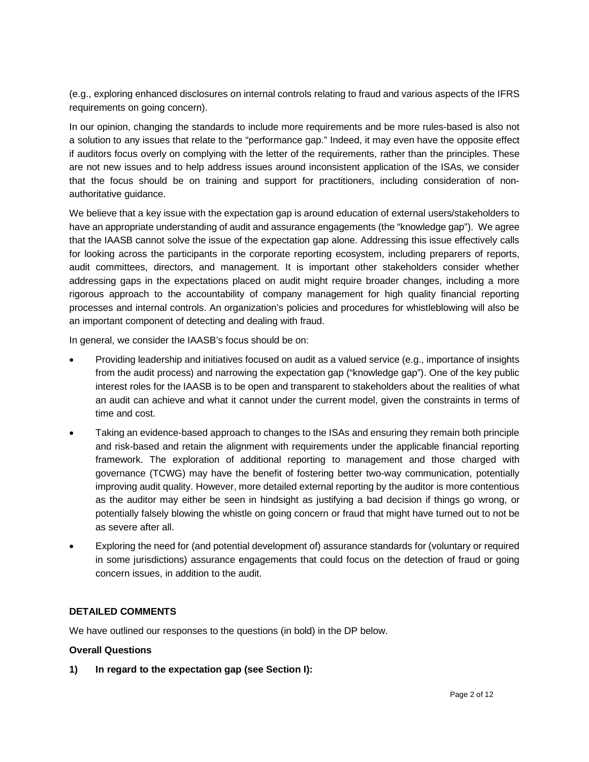(e.g., exploring enhanced disclosures on internal controls relating to fraud and various aspects of the IFRS requirements on going concern).

In our opinion, changing the standards to include more requirements and be more rules-based is also not a solution to any issues that relate to the "performance gap." Indeed, it may even have the opposite effect if auditors focus overly on complying with the letter of the requirements, rather than the principles. These are not new issues and to help address issues around inconsistent application of the ISAs, we consider that the focus should be on training and support for practitioners, including consideration of non-authoritative guidance.

We believe that a key issue with the expectation gap is around education of external users/stakeholders to have an appropriate understanding of audit and assurance engagements (the "knowledge gap"). We agree that the IAASB cannot solve the issue of the expectation gap alone. Addressing this issue effectively calls for looking across the participants in the corporate reporting ecosystem, including preparers of reports, audit committees, directors, and management. It is important other stakeholders consider whether addressing gaps in the expectations placed on audit might require broader changes, including a more rigorous approach to the accountability of company management for high quality financial reporting processes and internal controls. An organization's policies and procedures for whistleblowing will also be an important component of detecting and dealing with fraud.

In general, we consider the IAASB's focus should be on:

- Providing leadership and initiatives focused on audit as a valued service (e.g., importance of insights from the audit process) and narrowing the expectation gap ("knowledge gap"). One of the key public interest roles for the IAASB is to be open and transparent to stakeholders about the realities of what an audit can achieve and what it cannot under the current model, given the constraints in terms of time and cost.
- Taking an evidence-based approach to changes to the ISAs and ensuring they remain both principle and risk-based and retain the alignment with requirements under the applicable financial reporting framework. The exploration of additional reporting to management and those charged with governance (TCWG) may have the benefit of fostering better two-way communication, potentially improving audit quality. However, more detailed external reporting by the auditor is more contentious as the auditor may either be seen in hindsight as justifying a bad decision if things go wrong, or potentially falsely blowing the whistle on going concern or fraud that might have turned out to not be as severe after all.
- Exploring the need for (and potential development of) assurance standards for (voluntary or required in some jurisdictions) assurance engagements that could focus on the detection of fraud or going concern issues, in addition to the audit.

**DETAILED COMMENTS**

We have outlined our responses to the questions (in bold) in the DP below.

**Overall Questions**

**1) In regard to the expectation gap (see Section I):**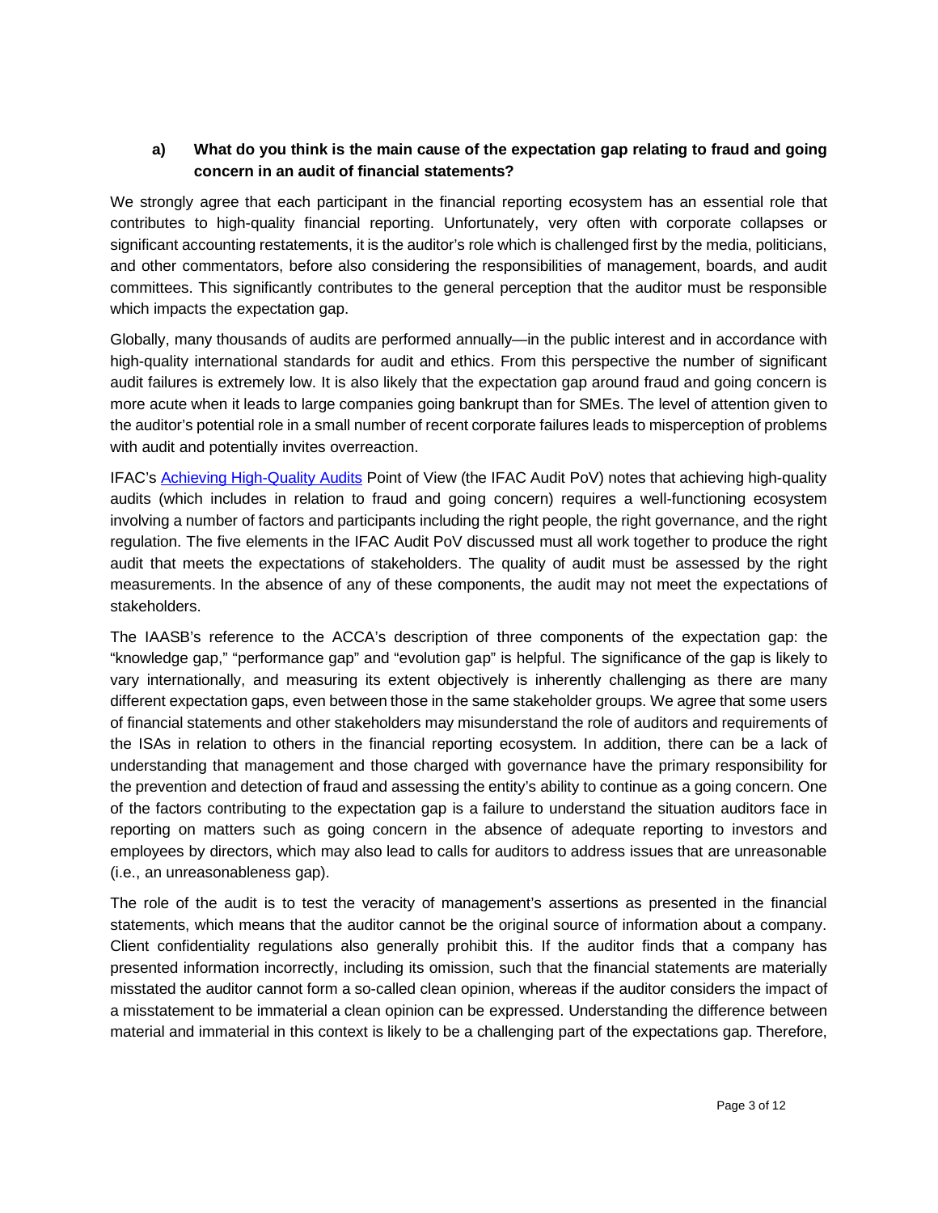### a) What do you think is the main cause of the expectation gap relating to fraud and going concern in an audit of financial statements?

We strongly agree that each participant in the financial reporting ecosystem has an essential role that contributes to high-quality financial reporting. Unfortunately, very often with corporate collapses or significant accounting restatements, it is the auditor's role which is challenged first by the media, politicians, and other commentators, before also considering the responsibilities of management, boards, and audit committees. This significantly contributes to the general perception that the auditor must be responsible which impacts the expectation gap.

Globally, many thousands of audits are performed annually—in the public interest and in accordance with high-quality international standards for audit and ethics. From this perspective the number of significant audit failures is extremely low. It is also likely that the expectation gap around fraud and going concern is more acute when it leads to large companies going bankrupt than for SMEs. The level of attention given to the auditor's potential role in a small number of recent corporate failures leads to misperception of problems with audit and potentially invites overreaction.

IFAC's [Achieving High-Quality Audits](#) Point of View (the IFAC Audit PoV) notes that achieving high-quality audits (which includes in relation to fraud and going concern) requires a well-functioning ecosystem involving a number of factors and participants including the right people, the right governance, and the right regulation. The five elements in the IFAC Audit PoV discussed must all work together to produce the right audit that meets the expectations of stakeholders. The quality of audit must be assessed by the right measurements. In the absence of any of these components, the audit may not meet the expectations of stakeholders.

The IAASB's reference to the ACCA's description of three components of the expectation gap: the "knowledge gap," "performance gap" and "evolution gap" is helpful. The significance of the gap is likely to vary internationally, and measuring its extent objectively is inherently challenging as there are many different expectation gaps, even between those in the same stakeholder groups. We agree that some users of financial statements and other stakeholders may misunderstand the role of auditors and requirements of the ISAs in relation to others in the financial reporting ecosystem. In addition, there can be a lack of understanding that management and those charged with governance have the primary responsibility for the prevention and detection of fraud and assessing the entity's ability to continue as a going concern. One of the factors contributing to the expectation gap is a failure to understand the situation auditors face in reporting on matters such as going concern in the absence of adequate reporting to investors and employees by directors, which may also lead to calls for auditors to address issues that are unreasonable (i.e., an unreasonableness gap).

The role of the audit is to test the veracity of management's assertions as presented in the financial statements, which means that the auditor cannot be the original source of information about a company. Client confidentiality regulations also generally prohibit this. If the auditor finds that a company has presented information incorrectly, including its omission, such that the financial statements are materially misstated the auditor cannot form a so-called clean opinion, whereas if the auditor considers the impact of a misstatement to be immaterial a clean opinion can be expressed. Understanding the difference between material and immaterial in this context is likely to be a challenging part of the expectations gap. Therefore,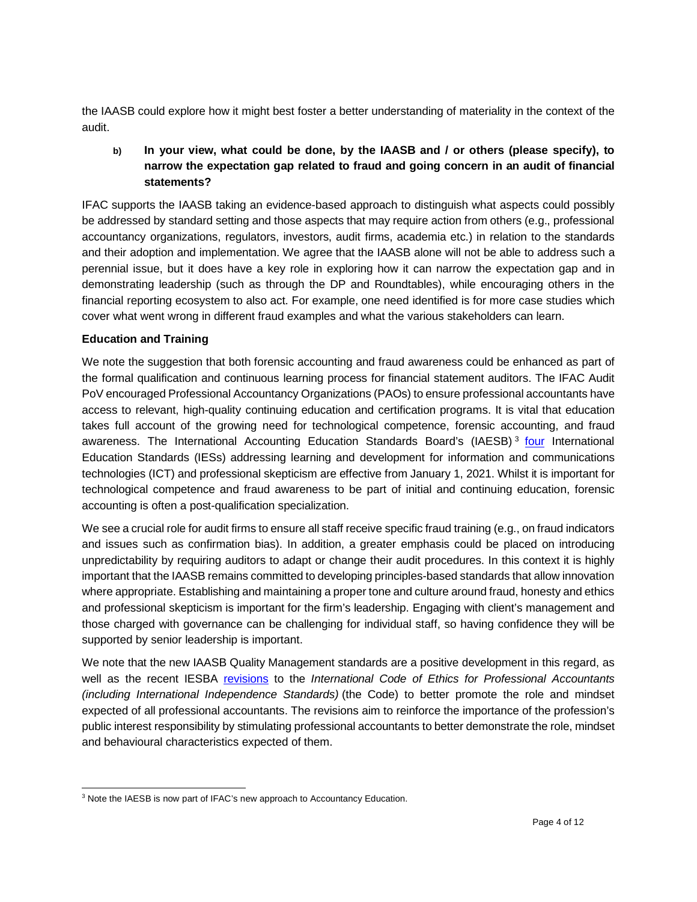the IAASB could explore how it might best foster a better understanding of materiality in the context of the audit.

**b) In your view, what could be done, by the IAASB and / or others (please specify), to narrow the expectation gap related to fraud and going concern in an audit of financial statements?**

IFAC supports the IAASB taking an evidence-based approach to distinguish what aspects could possibly be addressed by standard setting and those aspects that may require action from others (e.g., professional accountancy organizations, regulators, investors, audit firms, academia etc.) in relation to the standards and their adoption and implementation. We agree that the IAASB alone will not be able to address such a perennial issue, but it does have a key role in exploring how it can narrow the expectation gap and in demonstrating leadership (such as through the DP and Roundtables), while encouraging others in the financial reporting ecosystem to also act. For example, one need identified is for more case studies which cover what went wrong in different fraud examples and what the various stakeholders can learn.

**Education and Training**

We note the suggestion that both forensic accounting and fraud awareness could be enhanced as part of the formal qualification and continuous learning process for financial statement auditors. The IFAC Audit PoV encouraged Professional Accountancy Organizations (PAOs) to ensure professional accountants have access to relevant, high-quality continuing education and certification programs. It is vital that education takes full account of the growing need for technological competence, forensic accounting, and fraud awareness. The International Accounting Education Standards Board's (IAESB)[3] four International Education Standards (IESs) addressing learning and development for information and communications technologies (ICT) and professional skepticism are effective from January 1, 2021. Whilst it is important for technological competence and fraud awareness to be part of initial and continuing education, forensic accounting is often a post-qualification specialization.

We see a crucial role for audit firms to ensure all staff receive specific fraud training (e.g., on fraud indicators and issues such as confirmation bias). In addition, a greater emphasis could be placed on introducing unpredictability by requiring auditors to adapt or change their audit procedures. In this context it is highly important that the IAASB remains committed to developing principles-based standards that allow innovation where appropriate. Establishing and maintaining a proper tone and culture around fraud, honesty and ethics and professional skepticism is important for the firm's leadership. Engaging with client's management and those charged with governance can be challenging for individual staff, so having confidence they will be supported by senior leadership is important.

We note that the new IAASB Quality Management standards are a positive development in this regard, as well as the recent IESBA revisions to the *International Code of Ethics for Professional Accountants (including International Independence Standards)* (the Code) to better promote the role and mindset expected of all professional accountants. The revisions aim to reinforce the importance of the profession's public interest responsibility by stimulating professional accountants to better demonstrate the role, mindset and behavioural characteristics expected of them.

---

[3] Note the IAESB is now part of IFAC's new approach to Accountancy Education.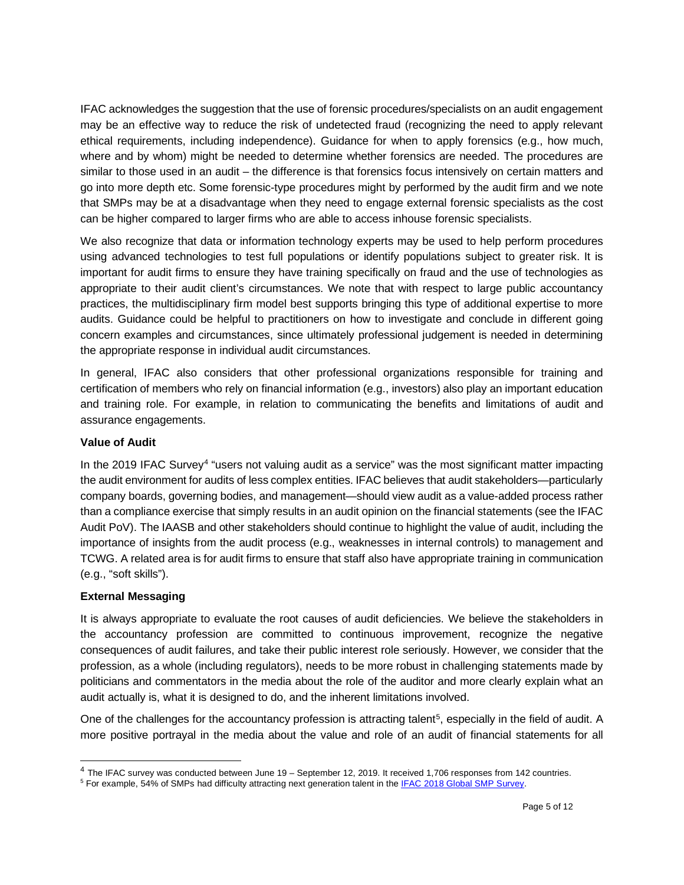IFAC acknowledges the suggestion that the use of forensic procedures/specialists on an audit engagement may be an effective way to reduce the risk of undetected fraud (recognizing the need to apply relevant ethical requirements, including independence). Guidance for when to apply forensics (e.g., how much, where and by whom) might be needed to determine whether forensics are needed. The procedures are similar to those used in an audit – the difference is that forensics focus intensively on certain matters and go into more depth etc. Some forensic-type procedures might by performed by the audit firm and we note that SMPs may be at a disadvantage when they need to engage external forensic specialists as the cost can be higher compared to larger firms who are able to access inhouse forensic specialists.

We also recognize that data or information technology experts may be used to help perform procedures using advanced technologies to test full populations or identify populations subject to greater risk. It is important for audit firms to ensure they have training specifically on fraud and the use of technologies as appropriate to their audit client's circumstances. We note that with respect to large public accountancy practices, the multidisciplinary firm model best supports bringing this type of additional expertise to more audits. Guidance could be helpful to practitioners on how to investigate and conclude in different going concern examples and circumstances, since ultimately professional judgement is needed in determining the appropriate response in individual audit circumstances.

In general, IFAC also considers that other professional organizations responsible for training and certification of members who rely on financial information (e.g., investors) also play an important education and training role. For example, in relation to communicating the benefits and limitations of audit and assurance engagements.

**Value of Audit**

In the 2019 IFAC Survey[4] "users not valuing audit as a service" was the most significant matter impacting the audit environment for audits of less complex entities. IFAC believes that audit stakeholders—particularly company boards, governing bodies, and management—should view audit as a value-added process rather than a compliance exercise that simply results in an audit opinion on the financial statements (see the IFAC Audit PoV). The IAASB and other stakeholders should continue to highlight the value of audit, including the importance of insights from the audit process (e.g., weaknesses in internal controls) to management and TCWG. A related area is for audit firms to ensure that staff also have appropriate training in communication (e.g., "soft skills").

**External Messaging**

It is always appropriate to evaluate the root causes of audit deficiencies. We believe the stakeholders in the accountancy profession are committed to continuous improvement, recognize the negative consequences of audit failures, and take their public interest role seriously. However, we consider that the profession, as a whole (including regulators), needs to be more robust in challenging statements made by politicians and commentators in the media about the role of the auditor and more clearly explain what an audit actually is, what it is designed to do, and the inherent limitations involved.

One of the challenges for the accountancy profession is attracting talent[5], especially in the field of audit. A more positive portrayal in the media about the value and role of an audit of financial statements for all

---

[4] The IFAC survey was conducted between June 19 – September 12, 2019. It received 1,706 responses from 142 countries.

[5] For example, 54% of SMPs had difficulty attracting next generation talent in the IFAC 2018 Global SMP Survey.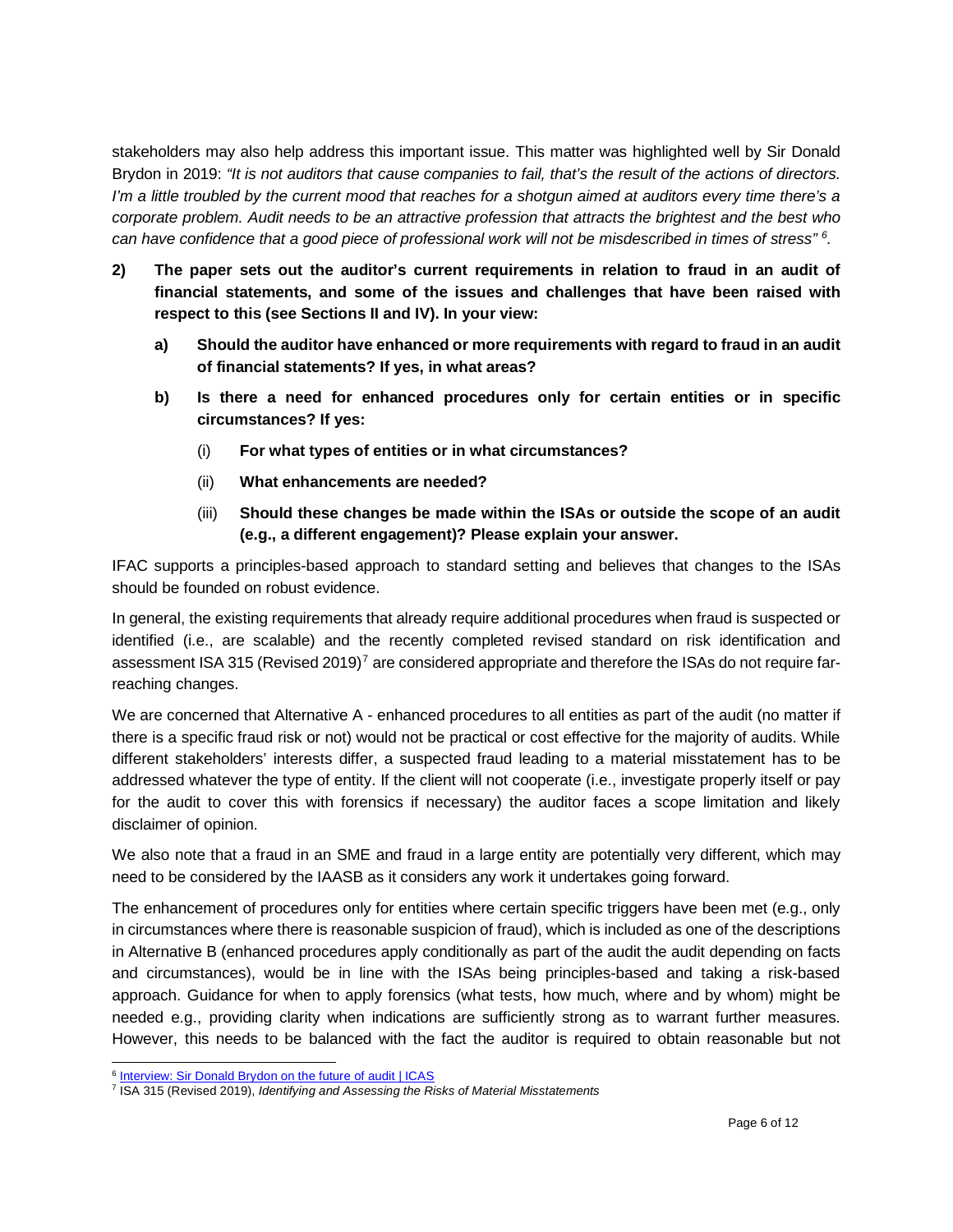stakeholders may also help address this important issue. This matter was highlighted well by Sir Donald Brydon in 2019: *"It is not auditors that cause companies to fail, that's the result of the actions of directors. I'm a little troubled by the current mood that reaches for a shotgun aimed at auditors every time there's a corporate problem. Audit needs to be an attractive profession that attracts the brightest and the best who can have confidence that a good piece of professional work will not be misdescribed in times of stress"* [6].

**2) The paper sets out the auditor's current requirements in relation to fraud in an audit of financial statements, and some of the issues and challenges that have been raised with respect to this (see Sections II and IV). In your view:**

**a) Should the auditor have enhanced or more requirements with regard to fraud in an audit of financial statements? If yes, in what areas?**

**b) Is there a need for enhanced procedures only for certain entities or in specific circumstances? If yes:**

(i) **For what types of entities or in what circumstances?**

(ii) **What enhancements are needed?**

(iii) **Should these changes be made within the ISAs or outside the scope of an audit (e.g., a different engagement)? Please explain your answer.**

IFAC supports a principles-based approach to standard setting and believes that changes to the ISAs should be founded on robust evidence.

In general, the existing requirements that already require additional procedures when fraud is suspected or identified (i.e., are scalable) and the recently completed revised standard on risk identification and assessment ISA 315 (Revised 2019)[7] are considered appropriate and therefore the ISAs do not require far-reaching changes.

We are concerned that Alternative A - enhanced procedures to all entities as part of the audit (no matter if there is a specific fraud risk or not) would not be practical or cost effective for the majority of audits. While different stakeholders' interests differ, a suspected fraud leading to a material misstatement has to be addressed whatever the type of entity. If the client will not cooperate (i.e., investigate properly itself or pay for the audit to cover this with forensics if necessary) the auditor faces a scope limitation and likely disclaimer of opinion.

We also note that a fraud in an SME and fraud in a large entity are potentially very different, which may need to be considered by the IAASB as it considers any work it undertakes going forward.

The enhancement of procedures only for entities where certain specific triggers have been met (e.g., only in circumstances where there is reasonable suspicion of fraud), which is included as one of the descriptions in Alternative B (enhanced procedures apply conditionally as part of the audit the audit depending on facts and circumstances), would be in line with the ISAs being principles-based and taking a risk-based approach. Guidance for when to apply forensics (what tests, how much, where and by whom) might be needed e.g., providing clarity when indications are sufficiently strong as to warrant further measures. However, this needs to be balanced with the fact the auditor is required to obtain reasonable but not

---

[6] Interview: Sir Donald Brydon on the future of audit | ICAS

[7] ISA 315 (Revised 2019), *Identifying and Assessing the Risks of Material Misstatements*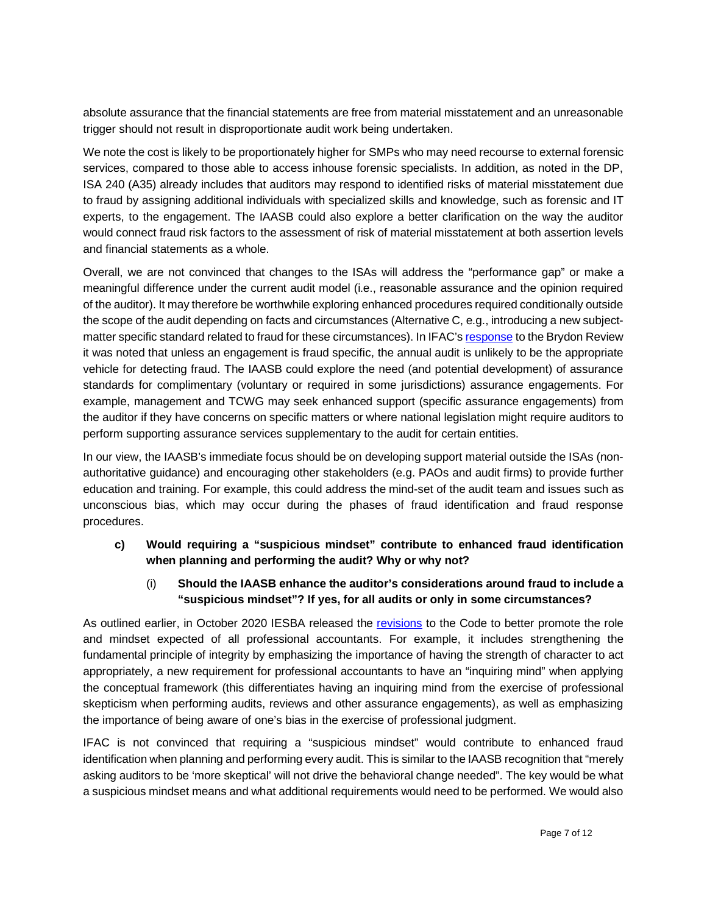absolute assurance that the financial statements are free from material misstatement and an unreasonable trigger should not result in disproportionate audit work being undertaken.

We note the cost is likely to be proportionately higher for SMPs who may need recourse to external forensic services, compared to those able to access inhouse forensic specialists. In addition, as noted in the DP, ISA 240 (A35) already includes that auditors may respond to identified risks of material misstatement due to fraud by assigning additional individuals with specialized skills and knowledge, such as forensic and IT experts, to the engagement. The IAASB could also explore a better clarification on the way the auditor would connect fraud risk factors to the assessment of risk of material misstatement at both assertion levels and financial statements as a whole.

Overall, we are not convinced that changes to the ISAs will address the "performance gap" or make a meaningful difference under the current audit model (i.e., reasonable assurance and the opinion required of the auditor). It may therefore be worthwhile exploring enhanced procedures required conditionally outside the scope of the audit depending on facts and circumstances (Alternative C, e.g., introducing a new subject-matter specific standard related to fraud for these circumstances). In IFAC's response to the Brydon Review it was noted that unless an engagement is fraud specific, the annual audit is unlikely to be the appropriate vehicle for detecting fraud. The IAASB could explore the need (and potential development) of assurance standards for complimentary (voluntary or required in some jurisdictions) assurance engagements. For example, management and TCWG may seek enhanced support (specific assurance engagements) from the auditor if they have concerns on specific matters or where national legislation might require auditors to perform supporting assurance services supplementary to the audit for certain entities.

In our view, the IAASB's immediate focus should be on developing support material outside the ISAs (non-authoritative guidance) and encouraging other stakeholders (e.g. PAOs and audit firms) to provide further education and training. For example, this could address the mind-set of the audit team and issues such as unconscious bias, which may occur during the phases of fraud identification and fraud response procedures.

**c) Would requiring a "suspicious mindset" contribute to enhanced fraud identification when planning and performing the audit? Why or why not?**

(i) **Should the IAASB enhance the auditor's considerations around fraud to include a "suspicious mindset"? If yes, for all audits or only in some circumstances?**

As outlined earlier, in October 2020 IESBA released the revisions to the Code to better promote the role and mindset expected of all professional accountants. For example, it includes strengthening the fundamental principle of integrity by emphasizing the importance of having the strength of character to act appropriately, a new requirement for professional accountants to have an "inquiring mind" when applying the conceptual framework (this differentiates having an inquiring mind from the exercise of professional skepticism when performing audits, reviews and other assurance engagements), as well as emphasizing the importance of being aware of one's bias in the exercise of professional judgment.

IFAC is not convinced that requiring a "suspicious mindset" would contribute to enhanced fraud identification when planning and performing every audit. This is similar to the IAASB recognition that "merely asking auditors to be 'more skeptical' will not drive the behavioral change needed". The key would be what a suspicious mindset means and what additional requirements would need to be performed. We would also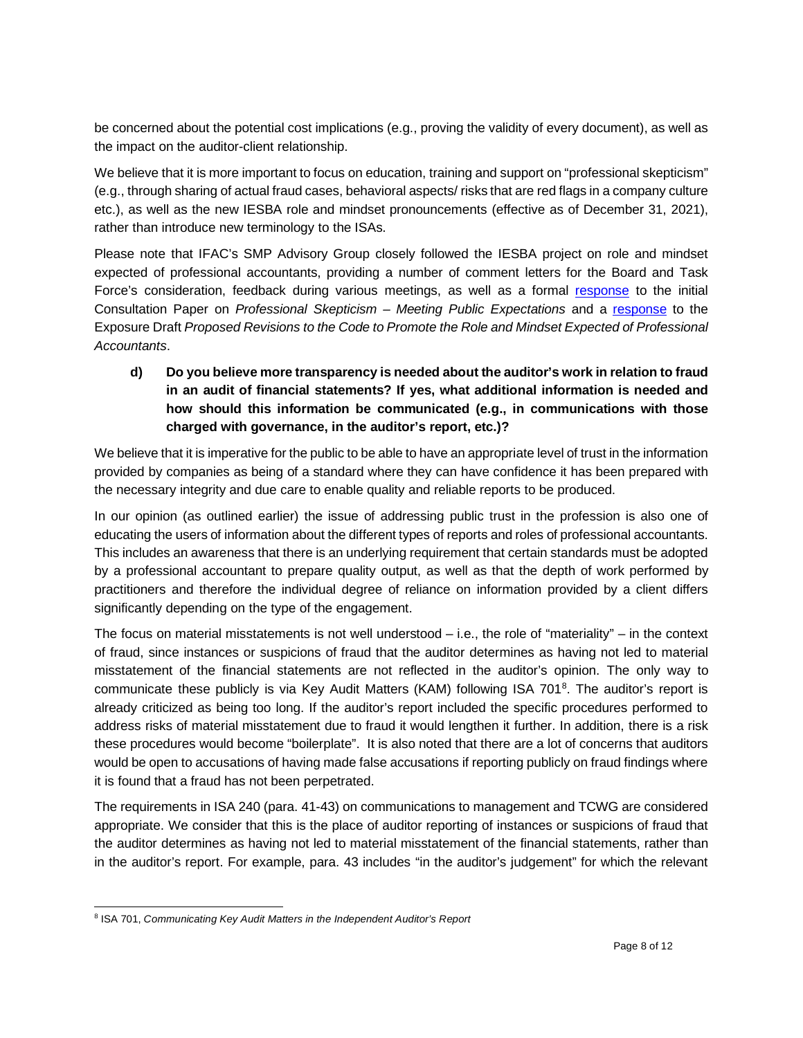be concerned about the potential cost implications (e.g., proving the validity of every document), as well as the impact on the auditor-client relationship.

We believe that it is more important to focus on education, training and support on "professional skepticism" (e.g., through sharing of actual fraud cases, behavioral aspects/ risks that are red flags in a company culture etc.), as well as the new IESBA role and mindset pronouncements (effective as of December 31, 2021), rather than introduce new terminology to the ISAs.

Please note that IFAC's SMP Advisory Group closely followed the IESBA project on role and mindset expected of professional accountants, providing a number of comment letters for the Board and Task Force's consideration, feedback during various meetings, as well as a formal response to the initial Consultation Paper on *Professional Skepticism – Meeting Public Expectations* and a response to the Exposure Draft *Proposed Revisions to the Code to Promote the Role and Mindset Expected of Professional Accountants*.

**d) Do you believe more transparency is needed about the auditor's work in relation to fraud in an audit of financial statements? If yes, what additional information is needed and how should this information be communicated (e.g., in communications with those charged with governance, in the auditor's report, etc.)?**

We believe that it is imperative for the public to be able to have an appropriate level of trust in the information provided by companies as being of a standard where they can have confidence it has been prepared with the necessary integrity and due care to enable quality and reliable reports to be produced.

In our opinion (as outlined earlier) the issue of addressing public trust in the profession is also one of educating the users of information about the different types of reports and roles of professional accountants. This includes an awareness that there is an underlying requirement that certain standards must be adopted by a professional accountant to prepare quality output, as well as that the depth of work performed by practitioners and therefore the individual degree of reliance on information provided by a client differs significantly depending on the type of the engagement.

The focus on material misstatements is not well understood – i.e., the role of "materiality" – in the context of fraud, since instances or suspicions of fraud that the auditor determines as having not led to material misstatement of the financial statements are not reflected in the auditor's opinion. The only way to communicate these publicly is via Key Audit Matters (KAM) following ISA 701[8]. The auditor's report is already criticized as being too long. If the auditor's report included the specific procedures performed to address risks of material misstatement due to fraud it would lengthen it further. In addition, there is a risk these procedures would become "boilerplate". It is also noted that there are a lot of concerns that auditors would be open to accusations of having made false accusations if reporting publicly on fraud findings where it is found that a fraud has not been perpetrated.

The requirements in ISA 240 (para. 41-43) on communications to management and TCWG are considered appropriate. We consider that this is the place of auditor reporting of instances or suspicions of fraud that the auditor determines as having not led to material misstatement of the financial statements, rather than in the auditor's report. For example, para. 43 includes "in the auditor's judgement" for which the relevant

[8] ISA 701, *Communicating Key Audit Matters in the Independent Auditor's Report*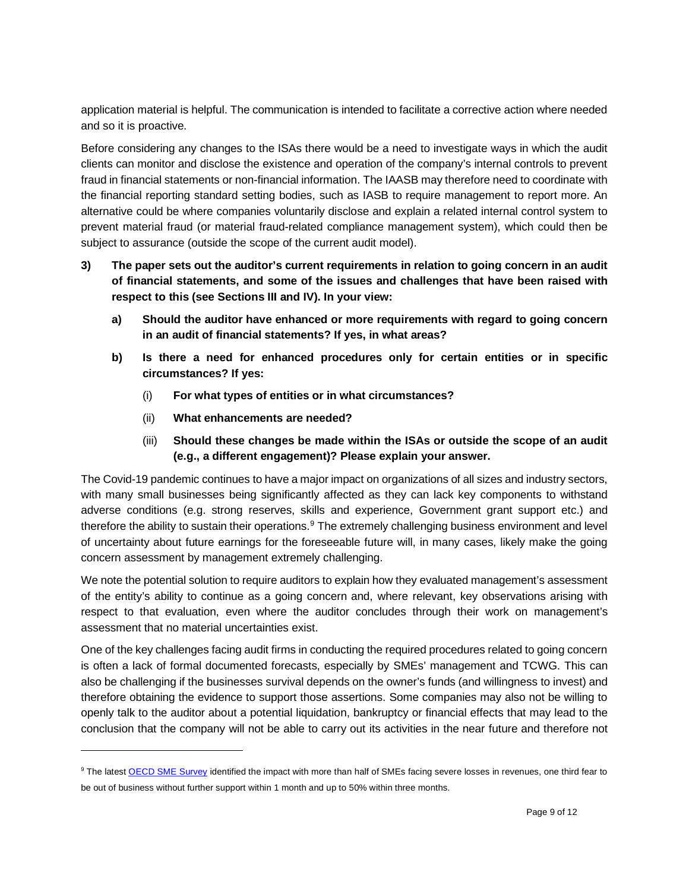application material is helpful. The communication is intended to facilitate a corrective action where needed and so it is proactive.

Before considering any changes to the ISAs there would be a need to investigate ways in which the audit clients can monitor and disclose the existence and operation of the company's internal controls to prevent fraud in financial statements or non-financial information. The IAASB may therefore need to coordinate with the financial reporting standard setting bodies, such as IASB to require management to report more. An alternative could be where companies voluntarily disclose and explain a related internal control system to prevent material fraud (or material fraud-related compliance management system), which could then be subject to assurance (outside the scope of the current audit model).

**3) The paper sets out the auditor's current requirements in relation to going concern in an audit of financial statements, and some of the issues and challenges that have been raised with respect to this (see Sections III and IV). In your view:**

> **a) Should the auditor have enhanced or more requirements with regard to going concern in an audit of financial statements? If yes, in what areas?**
>
> **b) Is there a need for enhanced procedures only for certain entities or in specific circumstances? If yes:**
>
> > (i) **For what types of entities or in what circumstances?**
> >
> > (ii) **What enhancements are needed?**
> >
> > (iii) **Should these changes be made within the ISAs or outside the scope of an audit (e.g., a different engagement)? Please explain your answer.**

The Covid-19 pandemic continues to have a major impact on organizations of all sizes and industry sectors, with many small businesses being significantly affected as they can lack key components to withstand adverse conditions (e.g. strong reserves, skills and experience, Government grant support etc.) and therefore the ability to sustain their operations.[9] The extremely challenging business environment and level of uncertainty about future earnings for the foreseeable future will, in many cases, likely make the going concern assessment by management extremely challenging.

We note the potential solution to require auditors to explain how they evaluated management's assessment of the entity's ability to continue as a going concern and, where relevant, key observations arising with respect to that evaluation, even where the auditor concludes through their work on management's assessment that no material uncertainties exist.

One of the key challenges facing audit firms in conducting the required procedures related to going concern is often a lack of formal documented forecasts, especially by SMEs' management and TCWG. This can also be challenging if the businesses survival depends on the owner's funds (and willingness to invest) and therefore obtaining the evidence to support those assertions. Some companies may also not be willing to openly talk to the auditor about a potential liquidation, bankruptcy or financial effects that may lead to the conclusion that the company will not be able to carry out its activities in the near future and therefore not

---

[9] The latest OECD SME Survey identified the impact with more than half of SMEs facing severe losses in revenues, one third fear to be out of business without further support within 1 month and up to 50% within three months.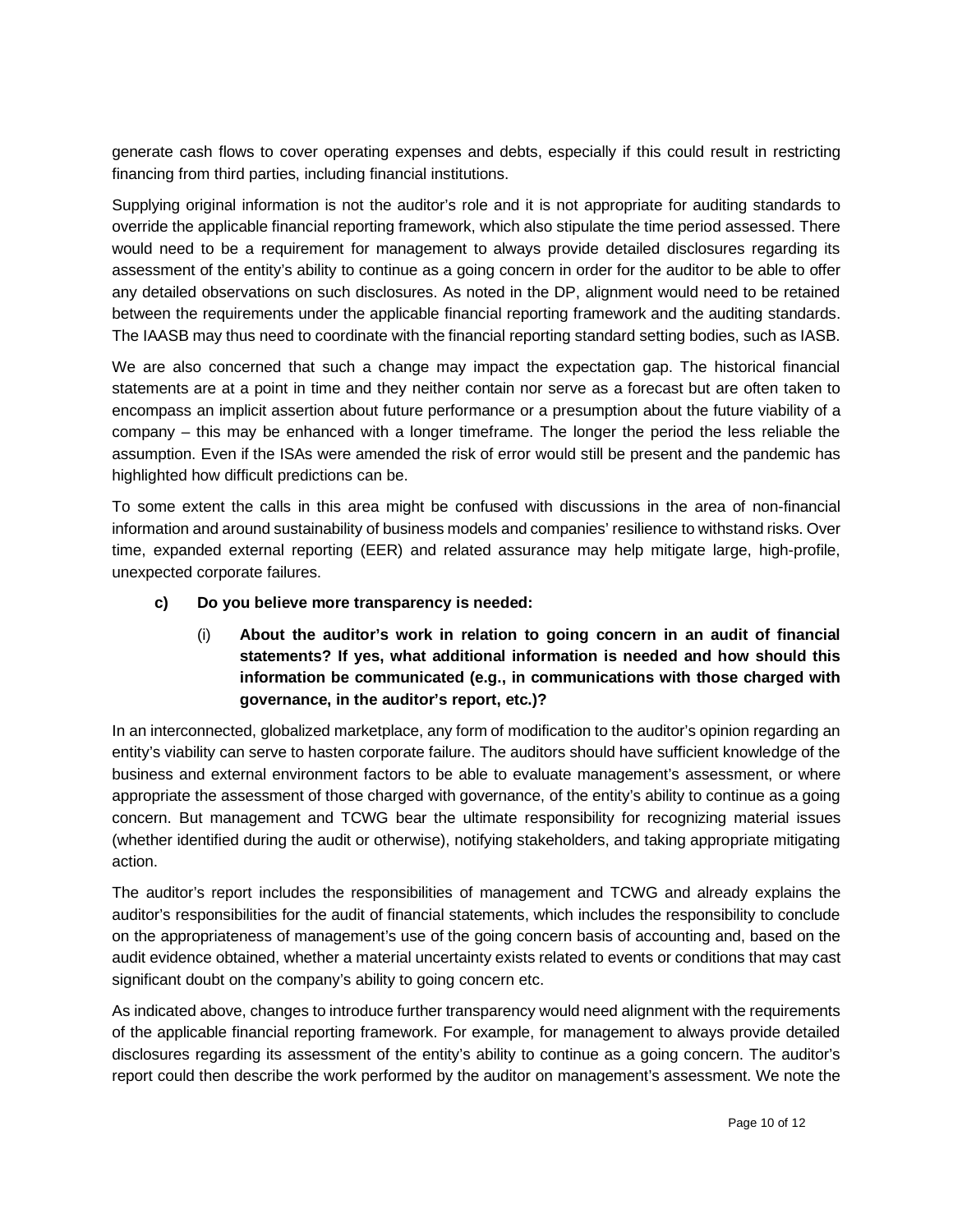generate cash flows to cover operating expenses and debts, especially if this could result in restricting financing from third parties, including financial institutions.

Supplying original information is not the auditor's role and it is not appropriate for auditing standards to override the applicable financial reporting framework, which also stipulate the time period assessed. There would need to be a requirement for management to always provide detailed disclosures regarding its assessment of the entity's ability to continue as a going concern in order for the auditor to be able to offer any detailed observations on such disclosures. As noted in the DP, alignment would need to be retained between the requirements under the applicable financial reporting framework and the auditing standards. The IAASB may thus need to coordinate with the financial reporting standard setting bodies, such as IASB.

We are also concerned that such a change may impact the expectation gap. The historical financial statements are at a point in time and they neither contain nor serve as a forecast but are often taken to encompass an implicit assertion about future performance or a presumption about the future viability of a company – this may be enhanced with a longer timeframe. The longer the period the less reliable the assumption. Even if the ISAs were amended the risk of error would still be present and the pandemic has highlighted how difficult predictions can be.

To some extent the calls in this area might be confused with discussions in the area of non-financial information and around sustainability of business models and companies' resilience to withstand risks. Over time, expanded external reporting (EER) and related assurance may help mitigate large, high-profile, unexpected corporate failures.

**c) Do you believe more transparency is needed:**

(i) **About the auditor's work in relation to going concern in an audit of financial statements? If yes, what additional information is needed and how should this information be communicated (e.g., in communications with those charged with governance, in the auditor's report, etc.)?**

In an interconnected, globalized marketplace, any form of modification to the auditor's opinion regarding an entity's viability can serve to hasten corporate failure. The auditors should have sufficient knowledge of the business and external environment factors to be able to evaluate management's assessment, or where appropriate the assessment of those charged with governance, of the entity's ability to continue as a going concern. But management and TCWG bear the ultimate responsibility for recognizing material issues (whether identified during the audit or otherwise), notifying stakeholders, and taking appropriate mitigating action.

The auditor's report includes the responsibilities of management and TCWG and already explains the auditor's responsibilities for the audit of financial statements, which includes the responsibility to conclude on the appropriateness of management's use of the going concern basis of accounting and, based on the audit evidence obtained, whether a material uncertainty exists related to events or conditions that may cast significant doubt on the company's ability to going concern etc.

As indicated above, changes to introduce further transparency would need alignment with the requirements of the applicable financial reporting framework. For example, for management to always provide detailed disclosures regarding its assessment of the entity's ability to continue as a going concern. The auditor's report could then describe the work performed by the auditor on management's assessment. We note the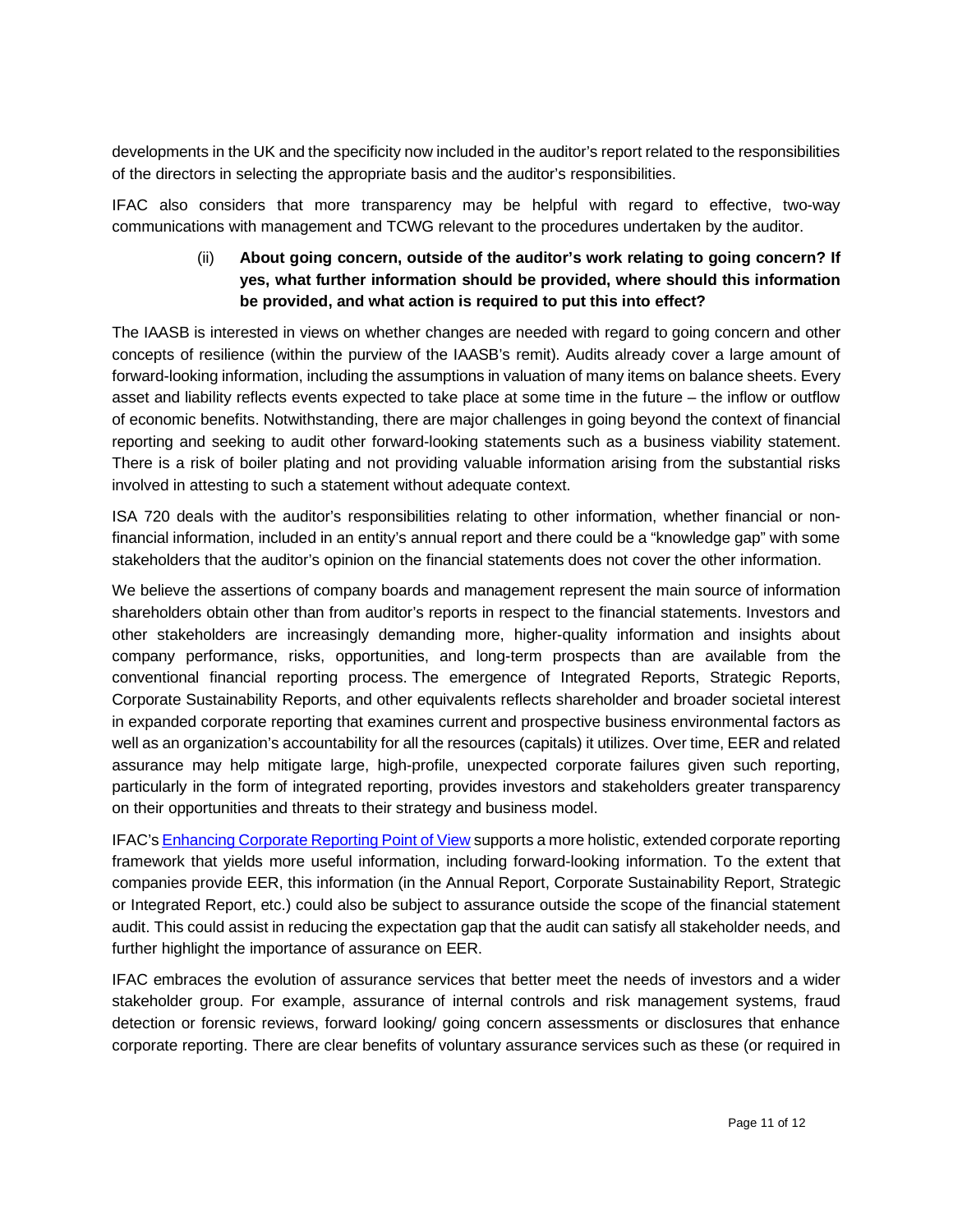developments in the UK and the specificity now included in the auditor's report related to the responsibilities of the directors in selecting the appropriate basis and the auditor's responsibilities.

IFAC also considers that more transparency may be helpful with regard to effective, two-way communications with management and TCWG relevant to the procedures undertaken by the auditor.

> (ii) **About going concern, outside of the auditor's work relating to going concern? If yes, what further information should be provided, where should this information be provided, and what action is required to put this into effect?**

The IAASB is interested in views on whether changes are needed with regard to going concern and other concepts of resilience (within the purview of the IAASB's remit). Audits already cover a large amount of forward-looking information, including the assumptions in valuation of many items on balance sheets. Every asset and liability reflects events expected to take place at some time in the future – the inflow or outflow of economic benefits. Notwithstanding, there are major challenges in going beyond the context of financial reporting and seeking to audit other forward-looking statements such as a business viability statement. There is a risk of boiler plating and not providing valuable information arising from the substantial risks involved in attesting to such a statement without adequate context.

ISA 720 deals with the auditor's responsibilities relating to other information, whether financial or non-financial information, included in an entity's annual report and there could be a "knowledge gap" with some stakeholders that the auditor's opinion on the financial statements does not cover the other information.

We believe the assertions of company boards and management represent the main source of information shareholders obtain other than from auditor's reports in respect to the financial statements. Investors and other stakeholders are increasingly demanding more, higher-quality information and insights about company performance, risks, opportunities, and long-term prospects than are available from the conventional financial reporting process. The emergence of Integrated Reports, Strategic Reports, Corporate Sustainability Reports, and other equivalents reflects shareholder and broader societal interest in expanded corporate reporting that examines current and prospective business environmental factors as well as an organization's accountability for all the resources (capitals) it utilizes. Over time, EER and related assurance may help mitigate large, high-profile, unexpected corporate failures given such reporting, particularly in the form of integrated reporting, provides investors and stakeholders greater transparency on their opportunities and threats to their strategy and business model.

IFAC's [Enhancing Corporate Reporting Point of View] supports a more holistic, extended corporate reporting framework that yields more useful information, including forward-looking information. To the extent that companies provide EER, this information (in the Annual Report, Corporate Sustainability Report, Strategic or Integrated Report, etc.) could also be subject to assurance outside the scope of the financial statement audit. This could assist in reducing the expectation gap that the audit can satisfy all stakeholder needs, and further highlight the importance of assurance on EER.

IFAC embraces the evolution of assurance services that better meet the needs of investors and a wider stakeholder group. For example, assurance of internal controls and risk management systems, fraud detection or forensic reviews, forward looking/ going concern assessments or disclosures that enhance corporate reporting. There are clear benefits of voluntary assurance services such as these (or required in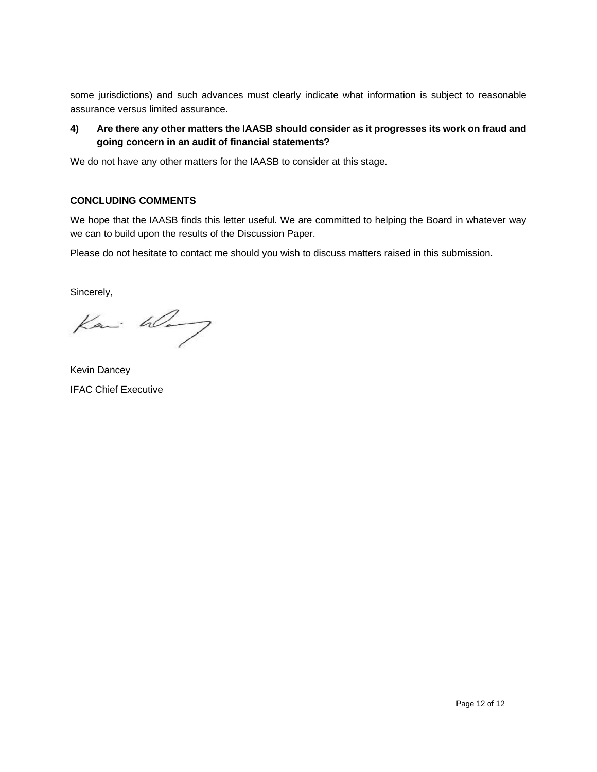some jurisdictions) and such advances must clearly indicate what information is subject to reasonable assurance versus limited assurance.

**4) Are there any other matters the IAASB should consider as it progresses its work on fraud and going concern in an audit of financial statements?**

We do not have any other matters for the IAASB to consider at this stage.

**CONCLUDING COMMENTS**

We hope that the IAASB finds this letter useful. We are committed to helping the Board in whatever way we can to build upon the results of the Discussion Paper.

Please do not hesitate to contact me should you wish to discuss matters raised in this submission.

Sincerely,

Kevin Dancey

IFAC Chief Executive